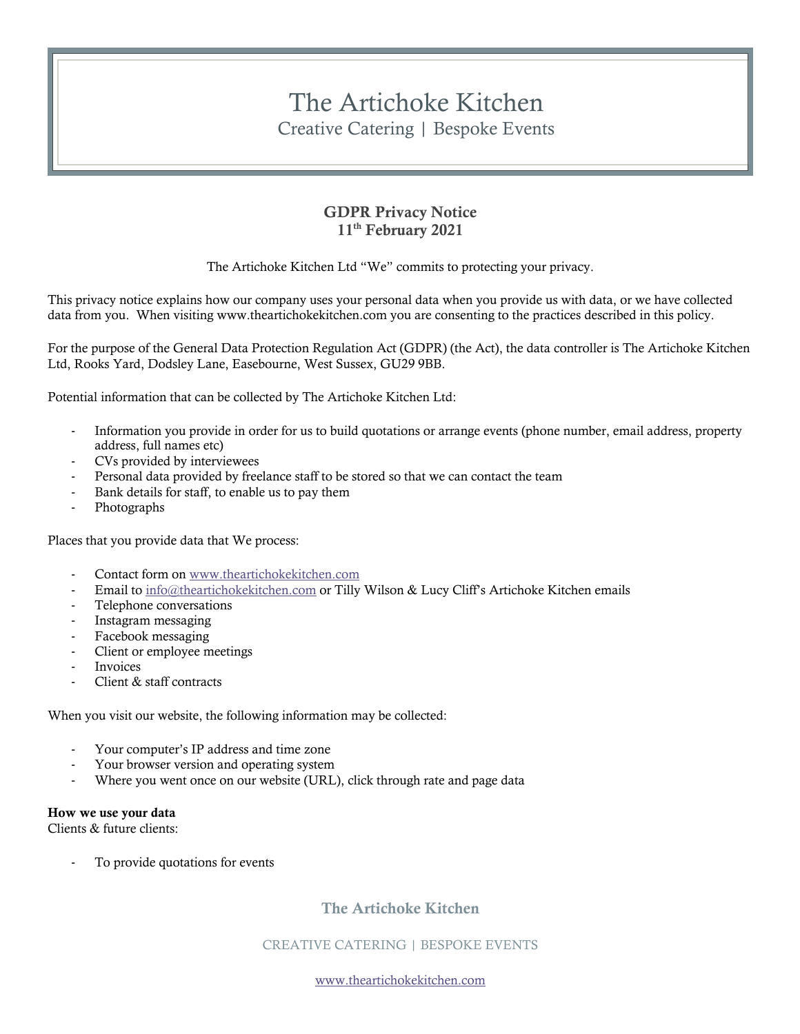# The Artichoke Kitchen

Creative Catering | Bestpoke Events

## GDPR Privacy Notice
## 11th February 2021

The Artichoke Kitchen Ltd "We" commits to protecting your privacy.

This privacy notice explains how our company uses your personal data when you provide us with data, or we have collected data from you. When visiting www.theartichokekitchen.com you are consenting to the practices described in this policy.

For the purpose of the General Data Protection Regulation Act (GDPR) (the Act), the data controller is The Artichoke Kitchen Ltd, Rooks Yard, Dodsley Lane, Easebourne, West Sussex, GU29 9BB.

Potential information that can be collected by The Artichoke Kitchen Ltd:

- Information you provide in order for us to build quotations or arrange events (phone number, email address, property address, full names etc)
- CVs provided by interviewees
- Personal data provided by freelance staff to be stored so that we can contact the team
- Bank details for staff, to enable us to pay them
- Photographs

Places that you provide data that We process:

- Contact form on www.theartichokekitchen.com
- Email to info@theartichokekitchen.com or Tilly Wilson & Lucy Cliff's Artichoke Kitchen emails
- Telephone conversations
- Instagram messaging
- Facebook messaging
- Client or employee meetings
- Invoices
- Client & staff contracts

When you visit our website, the following information may be collected:

- Your computer's IP address and time zone
- Your browser version and operating system
- Where you went once on our website (URL), click through rate and page data

**How we use your data**

Clients & future clients:

- To provide quotations for events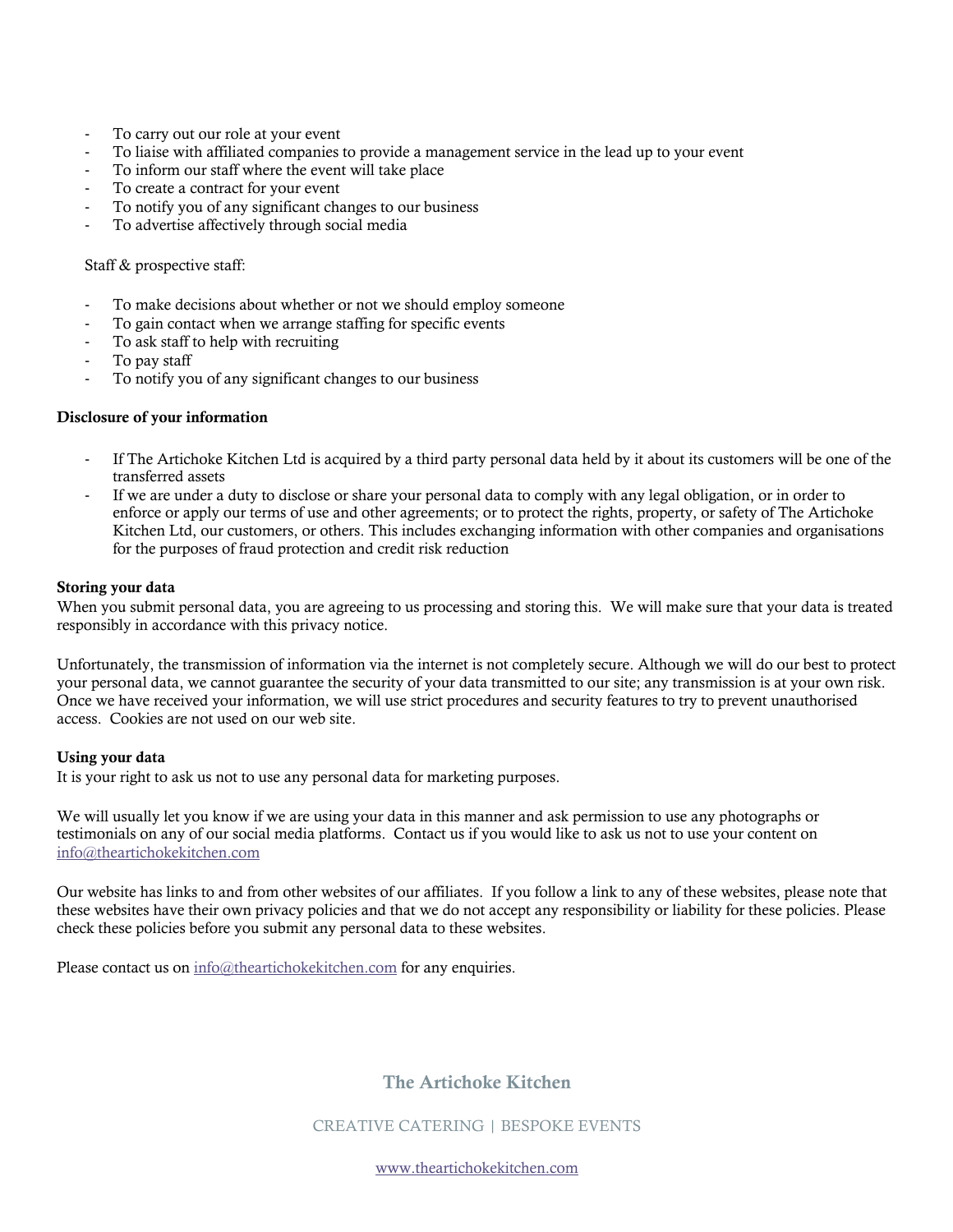- To carry out our role at your event
- To liaise with affiliated companies to provide a management service in the lead up to your event
- To inform our staff where the event will take place
- To create a contract for your event
- To notify you of any significant changes to our business
- To advertise affectively through social media

Staff & prospective staff:

- To make decisions about whether or not we should employ someone
- To gain contact when we arrange staffing for specific events
- To ask staff to help with recruiting
- To pay staff
- To notify you of any significant changes to our business

**Disclosure of your information**

- If The Artichoke Kitchen Ltd is acquired by a third party personal data held by it about its customers will be one of the transferred assets
- If we are under a duty to disclose or share your personal data to comply with any legal obligation, or in order to enforce or apply our terms of use and other agreements; or to protect the rights, property, or safety of The Artichoke Kitchen Ltd, our customers, or others. This includes exchanging information with other companies and organisations for the purposes of fraud protection and credit risk reduction

**Storing your data**

When you submit personal data, you are agreeing to us processing and storing this. We will make sure that your data is treated responsibly in accordance with this privacy notice.

Unfortunately, the transmission of information via the internet is not completely secure. Although we will do our best to protect your personal data, we cannot guarantee the security of your data transmitted to our site; any transmission is at your own risk. Once we have received your information, we will use strict procedures and security features to try to prevent unauthorised access. Cookies are not used on our web site.

**Using your data**

It is your right to ask us not to use any personal data for marketing purposes.

We will usually let you know if we are using your data in this manner and ask permission to use any photographs or testimonials on any of our social media platforms. Contact us if you would like to ask us not to use your content on info@theartichokekitchen.com

Our website has links to and from other websites of our affiliates. If you follow a link to any of these websites, please note that these websites have their own privacy policies and that we do not accept any responsibility or liability for these policies. Please check these policies before you submit any personal data to these websites.

Please contact us on info@theartichokekitchen.com for any enquiries.

The Artichoke Kitchen

CREATIVE CATERING | BESPOKE EVENTS

www.theartichokekitchen.com